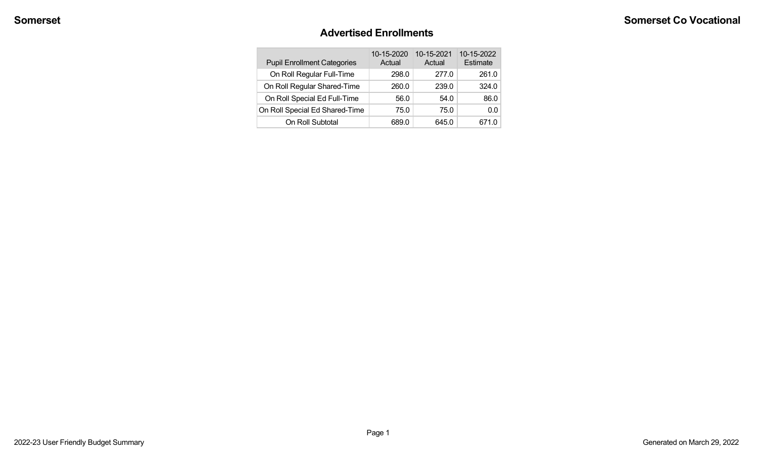# Advertised Enrollments

| Pupil Enrollment Categories | 10-15-2020 Actual | 10-15-2021 Actual | 10-15-2022 Estimate |
|---|---|---|---|
| On Roll Regular Full-Time | 298.0 | 277.0 | 261.0 |
| On Roll Regular Shared-Time | 260.0 | 239.0 | 324.0 |
| On Roll Special Ed Full-Time | 56.0 | 54.0 | 86.0 |
| On Roll Special Ed Shared-Time | 75.0 | 75.0 | 0.0 |
| On Roll Subtotal | 689.0 | 645.0 | 671.0 |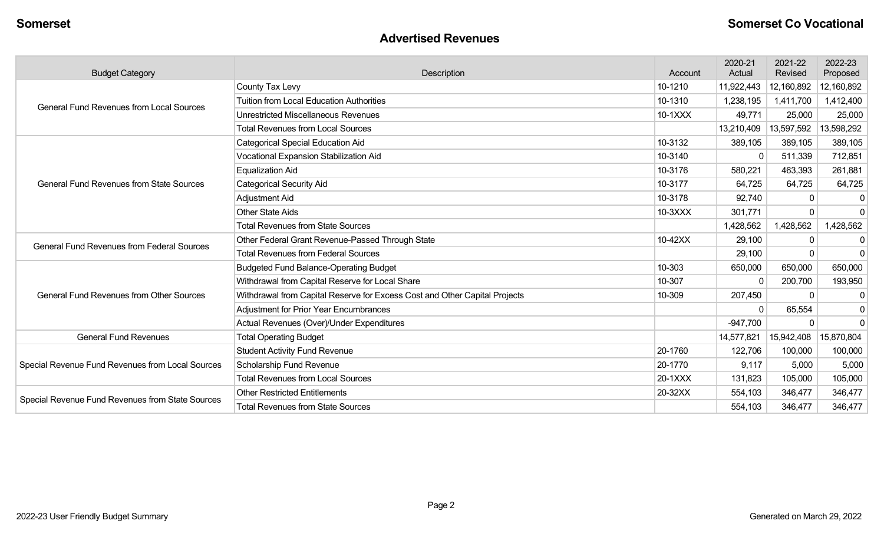## Somerset — Somerset Co Vocational

# Advertised Revenues

| Budget Category | Description | Account | 2020-21 Actual | 2021-22 Revised | 2022-23 Proposed |
|---|---|---|---|---|---|
| General Fund Revenues from Local Sources | County Tax Levy | 10-1210 | 11,922,443 | 12,160,892 | 12,160,892 |
| | Tuition from Local Education Authorities | 10-1310 | 1,238,195 | 1,411,700 | 1,412,400 |
| | Unrestricted Miscellaneous Revenues | 10-1XXX | 49,771 | 25,000 | 25,000 |
| | Total Revenues from Local Sources | | 13,210,409 | 13,597,592 | 13,598,292 |
| General Fund Revenues from State Sources | Categorical Special Education Aid | 10-3132 | 389,105 | 389,105 | 389,105 |
| | Vocational Expansion Stabilization Aid | 10-3140 | 0 | 511,339 | 712,851 |
| | Equalization Aid | 10-3176 | 580,221 | 463,393 | 261,881 |
| | Categorical Security Aid | 10-3177 | 64,725 | 64,725 | 64,725 |
| | Adjustment Aid | 10-3178 | 92,740 | 0 | 0 |
| | Other State Aids | 10-3XXX | 301,771 | 0 | 0 |
| | Total Revenues from State Sources | | 1,428,562 | 1,428,562 | 1,428,562 |
| General Fund Revenues from Federal Sources | Other Federal Grant Revenue-Passed Through State | 10-42XX | 29,100 | 0 | 0 |
| | Total Revenues from Federal Sources | | 29,100 | 0 | 0 |
| General Fund Revenues from Other Sources | Budgeted Fund Balance-Operating Budget | 10-303 | 650,000 | 650,000 | 650,000 |
| | Withdrawal from Capital Reserve for Local Share | 10-307 | 0 | 200,700 | 193,950 |
| | Withdrawal from Capital Reserve for Excess Cost and Other Capital Projects | 10-309 | 207,450 | 0 | 0 |
| | Adjustment for Prior Year Encumbrances | | 0 | 65,554 | 0 |
| | Actual Revenues (Over)/Under Expenditures | | -947,700 | 0 | 0 |
| General Fund Revenues | Total Operating Budget | | 14,577,821 | 15,942,408 | 15,870,804 |
| Special Revenue Fund Revenues from Local Sources | Student Activity Fund Revenue | 20-1760 | 122,706 | 100,000 | 100,000 |
| | Scholarship Fund Revenue | 20-1770 | 9,117 | 5,000 | 5,000 |
| | Total Revenues from Local Sources | 20-1XXX | 131,823 | 105,000 | 105,000 |
| Special Revenue Fund Revenues from State Sources | Other Restricted Entitlements | 20-32XX | 554,103 | 346,477 | 346,477 |
| | Total Revenues from State Sources | | 554,103 | 346,477 | 346,477 |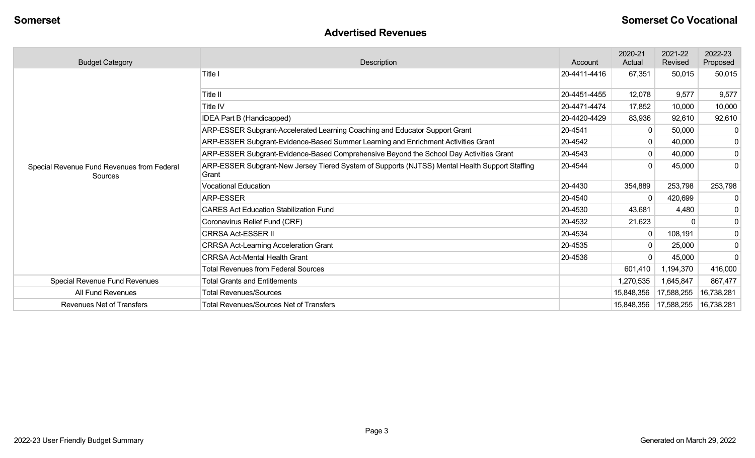**Somerset** **Somerset Co Vocational**

## Advertised Revenues

| Budget Category | Description | Account | 2020-21 Actual | 2021-22 Revised | 2022-23 Proposed |
|---|---|---|---|---|---|
| Special Revenue Fund Revenues from Federal Sources | Title I | 20-4411-4416 | 67,351 | 50,015 | 50,015 |
| | Title II | 20-4451-4455 | 12,078 | 9,577 | 9,577 |
| | Title IV | 20-4471-4474 | 17,852 | 10,000 | 10,000 |
| | IDEA Part B (Handicapped) | 20-4420-4429 | 83,936 | 92,610 | 92,610 |
| | ARP-ESSER Subgrant-Accelerated Learning Coaching and Educator Support Grant | 20-4541 | 0 | 50,000 | 0 |
| | ARP-ESSER Subgrant-Evidence-Based Summer Learning and Enrichment Activities Grant | 20-4542 | 0 | 40,000 | 0 |
| | ARP-ESSER Subgrant-Evidence-Based Comprehensive Beyond the School Day Activities Grant | 20-4543 | 0 | 40,000 | 0 |
| | ARP-ESSER Subgrant-New Jersey Tiered System of Supports (NJTSS) Mental Health Support Staffing Grant | 20-4544 | 0 | 45,000 | 0 |
| | Vocational Education | 20-4430 | 354,889 | 253,798 | 253,798 |
| | ARP-ESSER | 20-4540 | 0 | 420,699 | 0 |
| | CARES Act Education Stabilization Fund | 20-4530 | 43,681 | 4,480 | 0 |
| | Coronavirus Relief Fund (CRF) | 20-4532 | 21,623 | 0 | 0 |
| | CRRSA Act-ESSER II | 20-4534 | 0 | 108,191 | 0 |
| | CRRSA Act-Learning Acceleration Grant | 20-4535 | 0 | 25,000 | 0 |
| | CRRSA Act-Mental Health Grant | 20-4536 | 0 | 45,000 | 0 |
| | Total Revenues from Federal Sources | | 601,410 | 1,194,370 | 416,000 |
| Special Revenue Fund Revenues | Total Grants and Entitlements | | 1,270,535 | 1,645,847 | 867,477 |
| All Fund Revenues | Total Revenues/Sources | | 15,848,356 | 17,588,255 | 16,738,281 |
| Revenues Net of Transfers | Total Revenues/Sources Net of Transfers | | 15,848,356 | 17,588,255 | 16,738,281 |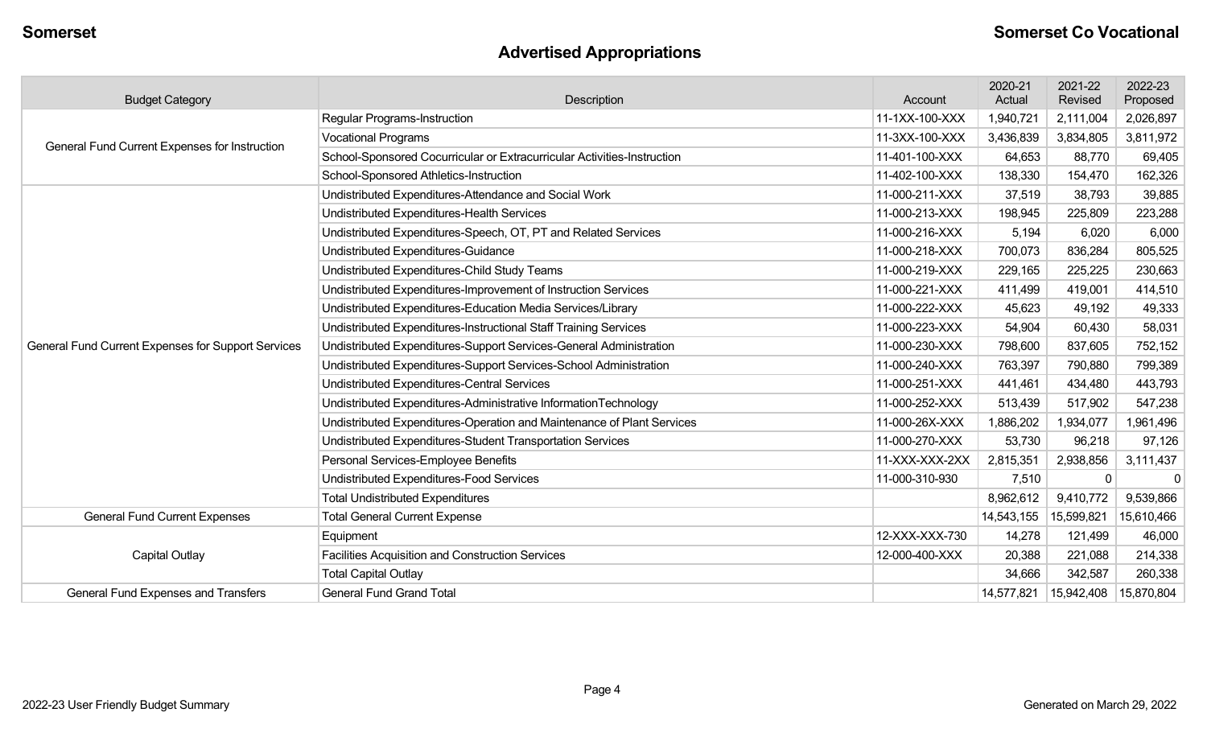**Somerset** | **Somerset Co Vocational**

# Advertised Appropriations

| Budget Category | Description | Account | 2020-21 Actual | 2021-22 Revised | 2022-23 Proposed |
|---|---|---|---|---|---|
| General Fund Current Expenses for Instruction | Regular Programs-Instruction | 11-1XX-100-XXX | 1,940,721 | 2,111,004 | 2,026,897 |
| | Vocational Programs | 11-3XX-100-XXX | 3,436,839 | 3,834,805 | 3,811,972 |
| | School-Sponsored Cocurricular or Extracurricular Activities-Instruction | 11-401-100-XXX | 64,653 | 88,770 | 69,405 |
| | School-Sponsored Athletics-Instruction | 11-402-100-XXX | 138,330 | 154,470 | 162,326 |
| General Fund Current Expenses for Support Services | Undistributed Expenditures-Attendance and Social Work | 11-000-211-XXX | 37,519 | 38,793 | 39,885 |
| | Undistributed Expenditures-Health Services | 11-000-213-XXX | 198,945 | 225,809 | 223,288 |
| | Undistributed Expenditures-Speech, OT, PT and Related Services | 11-000-216-XXX | 5,194 | 6,020 | 6,000 |
| | Undistributed Expenditures-Guidance | 11-000-218-XXX | 700,073 | 836,284 | 805,525 |
| | Undistributed Expenditures-Child Study Teams | 11-000-219-XXX | 229,165 | 225,225 | 230,663 |
| | Undistributed Expenditures-Improvement of Instruction Services | 11-000-221-XXX | 411,499 | 419,001 | 414,510 |
| | Undistributed Expenditures-Education Media Services/Library | 11-000-222-XXX | 45,623 | 49,192 | 49,333 |
| | Undistributed Expenditures-Instructional Staff Training Services | 11-000-223-XXX | 54,904 | 60,430 | 58,031 |
| | Undistributed Expenditures-Support Services-General Administration | 11-000-230-XXX | 798,600 | 837,605 | 752,152 |
| | Undistributed Expenditures-Support Services-School Administration | 11-000-240-XXX | 763,397 | 790,880 | 799,389 |
| | Undistributed Expenditures-Central Services | 11-000-251-XXX | 441,461 | 434,480 | 443,793 |
| | Undistributed Expenditures-Administrative InformationTechnology | 11-000-252-XXX | 513,439 | 517,902 | 547,238 |
| | Undistributed Expenditures-Operation and Maintenance of Plant Services | 11-000-26X-XXX | 1,886,202 | 1,934,077 | 1,961,496 |
| | Undistributed Expenditures-Student Transportation Services | 11-000-270-XXX | 53,730 | 96,218 | 97,126 |
| | Personal Services-Employee Benefits | 11-XXX-XXX-2XX | 2,815,351 | 2,938,856 | 3,111,437 |
| | Undistributed Expenditures-Food Services | 11-000-310-930 | 7,510 | 0 | 0 |
| | Total Undistributed Expenditures | | 8,962,612 | 9,410,772 | 9,539,866 |
| General Fund Current Expenses | Total General Current Expense | | 14,543,155 | 15,599,821 | 15,610,466 |
| Capital Outlay | Equipment | 12-XXX-XXX-730 | 14,278 | 121,499 | 46,000 |
| | Facilities Acquisition and Construction Services | 12-000-400-XXX | 20,388 | 221,088 | 214,338 |
| | Total Capital Outlay | | 34,666 | 342,587 | 260,338 |
| General Fund Expenses and Transfers | General Fund Grand Total | | 14,577,821 | 15,942,408 | 15,870,804 |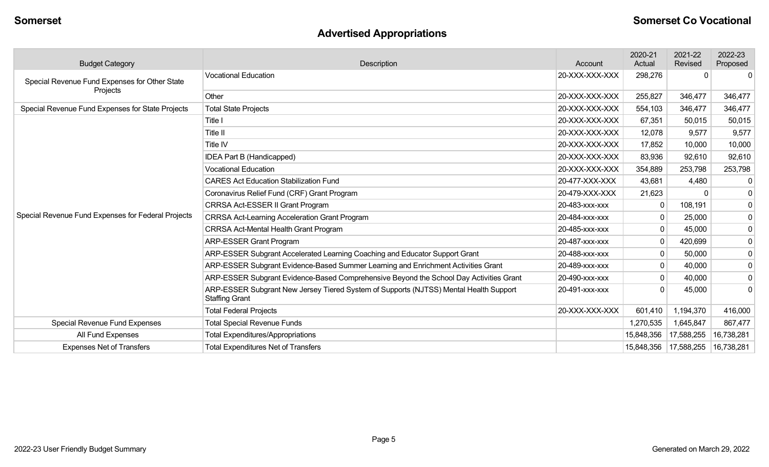## Advertised Appropriations

| Budget Category | Description | Account | 2020-21 Actual | 2021-22 Revised | 2022-23 Proposed |
|---|---|---|---|---|---|
| Special Revenue Fund Expenses for Other State Projects | Vocational Education | 20-XXX-XXX-XXX | 298,276 | 0 | 0 |
| | Other | 20-XXX-XXX-XXX | 255,827 | 346,477 | 346,477 |
| Special Revenue Fund Expenses for State Projects | Total State Projects | 20-XXX-XXX-XXX | 554,103 | 346,477 | 346,477 |
| Special Revenue Fund Expenses for Federal Projects | Title I | 20-XXX-XXX-XXX | 67,351 | 50,015 | 50,015 |
| | Title II | 20-XXX-XXX-XXX | 12,078 | 9,577 | 9,577 |
| | Title IV | 20-XXX-XXX-XXX | 17,852 | 10,000 | 10,000 |
| | IDEA Part B (Handicapped) | 20-XXX-XXX-XXX | 83,936 | 92,610 | 92,610 |
| | Vocational Education | 20-XXX-XXX-XXX | 354,889 | 253,798 | 253,798 |
| | CARES Act Education Stabilization Fund | 20-477-XXX-XXX | 43,681 | 4,480 | 0 |
| | Coronavirus Relief Fund (CRF) Grant Program | 20-479-XXX-XXX | 21,623 | 0 | 0 |
| | CRRSA Act-ESSER II Grant Program | 20-483-xxx-xxx | 0 | 108,191 | 0 |
| | CRRSA Act-Learning Acceleration Grant Program | 20-484-xxx-xxx | 0 | 25,000 | 0 |
| | CRRSA Act-Mental Health Grant Program | 20-485-xxx-xxx | 0 | 45,000 | 0 |
| | ARP-ESSER Grant Program | 20-487-xxx-xxx | 0 | 420,699 | 0 |
| | ARP-ESSER Subgrant Accelerated Learning Coaching and Educator Support Grant | 20-488-xxx-xxx | 0 | 50,000 | 0 |
| | ARP-ESSER Subgrant Evidence-Based Summer Learning and Enrichment Activities Grant | 20-489-xxx-xxx | 0 | 40,000 | 0 |
| | ARP-ESSER Subgrant Evidence-Based Comprehensive Beyond the School Day Activities Grant | 20-490-xxx-xxx | 0 | 40,000 | 0 |
| | ARP-ESSER Subgrant New Jersey Tiered System of Supports (NJTSS) Mental Health Support Staffing Grant | 20-491-xxx-xxx | 0 | 45,000 | 0 |
| | Total Federal Projects | 20-XXX-XXX-XXX | 601,410 | 1,194,370 | 416,000 |
| Special Revenue Fund Expenses | Total Special Revenue Funds | | 1,270,535 | 1,645,847 | 867,477 |
| All Fund Expenses | Total Expenditures/Appropriations | | 15,848,356 | 17,588,255 | 16,738,281 |
| Expenses Net of Transfers | Total Expenditures Net of Transfers | | 15,848,356 | 17,588,255 | 16,738,281 |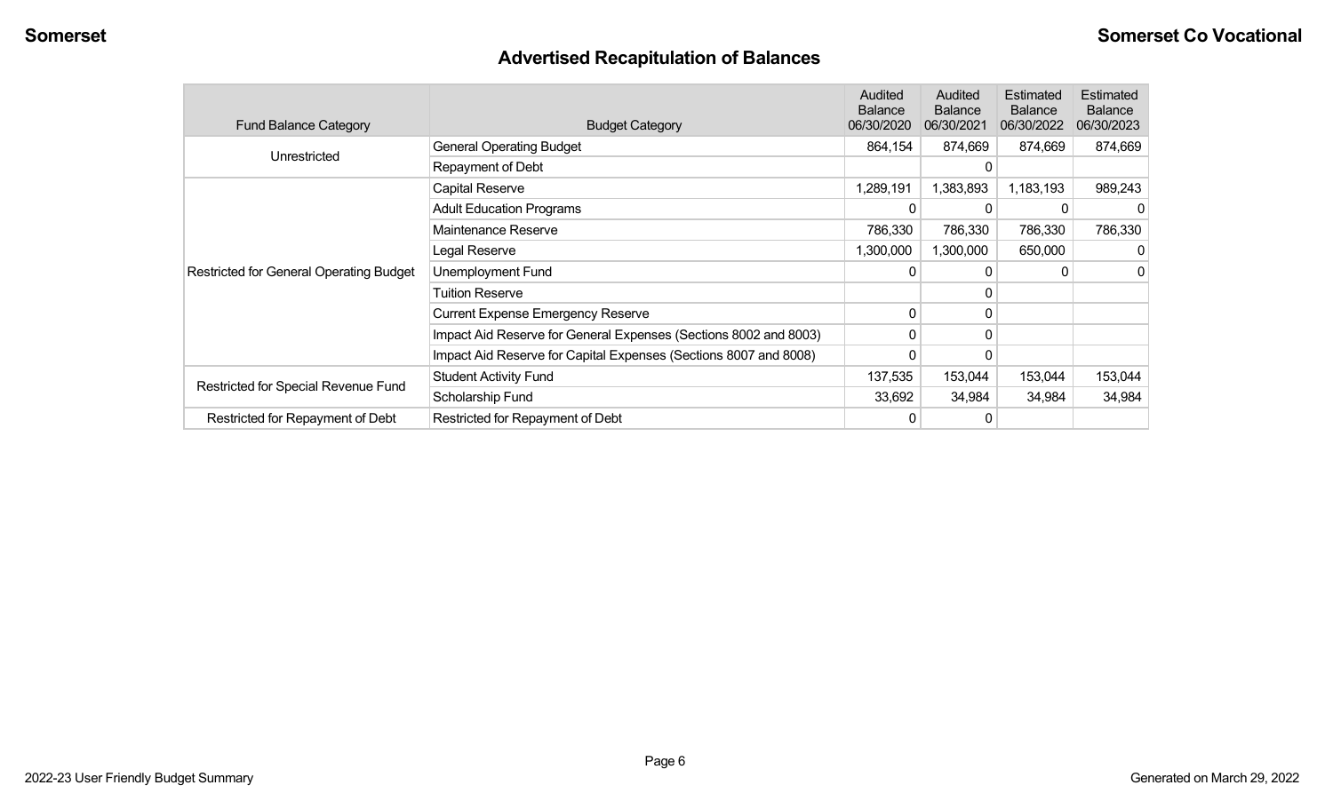## Advertised Recapitulation of Balances

| Fund Balance Category | Budget Category | Audited Balance 06/30/2020 | Audited Balance 06/30/2021 | Estimated Balance 06/30/2022 | Estimated Balance 06/30/2023 |
|---|---|---|---|---|---|
| Unrestricted | General Operating Budget | 864,154 | 874,669 | 874,669 | 874,669 |
| | Repayment of Debt | | 0 | | |
| Restricted for General Operating Budget | Capital Reserve | 1,289,191 | 1,383,893 | 1,183,193 | 989,243 |
| | Adult Education Programs | 0 | 0 | 0 | 0 |
| | Maintenance Reserve | 786,330 | 786,330 | 786,330 | 786,330 |
| | Legal Reserve | 1,300,000 | 1,300,000 | 650,000 | 0 |
| | Unemployment Fund | 0 | 0 | 0 | 0 |
| | Tuition Reserve | | 0 | | |
| | Current Expense Emergency Reserve | 0 | 0 | | |
| | Impact Aid Reserve for General Expenses (Sections 8002 and 8003) | 0 | 0 | | |
| | Impact Aid Reserve for Capital Expenses (Sections 8007 and 8008) | 0 | 0 | | |
| Restricted for Special Revenue Fund | Student Activity Fund | 137,535 | 153,044 | 153,044 | 153,044 |
| | Scholarship Fund | 33,692 | 34,984 | 34,984 | 34,984 |
| Restricted for Repayment of Debt | Restricted for Repayment of Debt | 0 | 0 | | |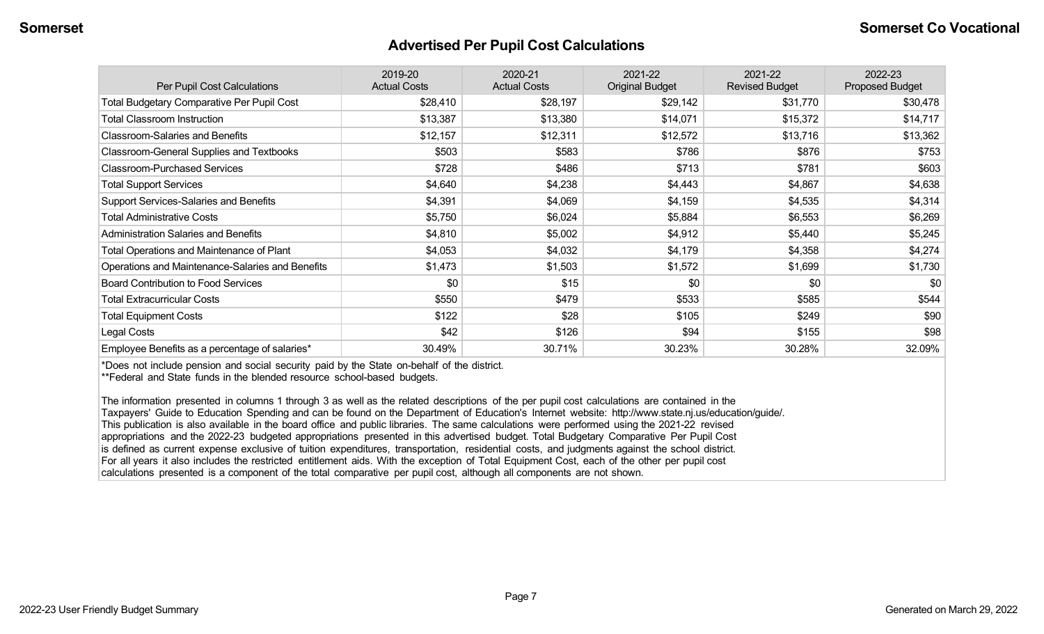## Advertised Per Pupil Cost Calculations

| Per Pupil Cost Calculations | 2019-20 Actual Costs | 2020-21 Actual Costs | 2021-22 Original Budget | 2021-22 Revised Budget | 2022-23 Proposed Budget |
|---|---|---|---|---|---|
| Total Budgetary Comparative Per Pupil Cost | $28,410 | $28,197 | $29,142 | $31,770 | $30,478 |
| Total Classroom Instruction | $13,387 | $13,380 | $14,071 | $15,372 | $14,717 |
| Classroom-Salaries and Benefits | $12,157 | $12,311 | $12,572 | $13,716 | $13,362 |
| Classroom-General Supplies and Textbooks | $503 | $583 | $786 | $876 | $753 |
| Classroom-Purchased Services | $728 | $486 | $713 | $781 | $603 |
| Total Support Services | $4,640 | $4,238 | $4,443 | $4,867 | $4,638 |
| Support Services-Salaries and Benefits | $4,391 | $4,069 | $4,159 | $4,535 | $4,314 |
| Total Administrative Costs | $5,750 | $6,024 | $5,884 | $6,553 | $6,269 |
| Administration Salaries and Benefits | $4,810 | $5,002 | $4,912 | $5,440 | $5,245 |
| Total Operations and Maintenance of Plant | $4,053 | $4,032 | $4,179 | $4,358 | $4,274 |
| Operations and Maintenance-Salaries and Benefits | $1,473 | $1,503 | $1,572 | $1,699 | $1,730 |
| Board Contribution to Food Services | $0 | $15 | $0 | $0 | $0 |
| Total Extracurricular Costs | $550 | $479 | $533 | $585 | $544 |
| Total Equipment Costs | $122 | $28 | $105 | $249 | $90 |
| Legal Costs | $42 | $126 | $94 | $155 | $98 |
| Employee Benefits as a percentage of salaries* | 30.49% | 30.71% | 30.23% | 30.28% | 32.09% |

*Does not include pension and social security paid by the State on-behalf of the district.
**Federal and State funds in the blended resource school-based budgets.

The information presented in columns 1 through 3 as well as the related descriptions of the per pupil cost calculations are contained in the Taxpayers' Guide to Education Spending and can be found on the Department of Education's Internet website: http://www.state.nj.us/education/guide/. This publication is also available in the board office and public libraries. The same calculations were performed using the 2021-22 revised appropriations and the 2022-23 budgeted appropriations presented in this advertised budget. Total Budgetary Comparative Per Pupil Cost is defined as current expense exclusive of tuition expenditures, transportation, residential costs, and judgments against the school district. For all years it also includes the restricted entitlement aids. With the exception of Total Equipment Cost, each of the other per pupil cost calculations presented is a component of the total comparative per pupil cost, although all components are not shown.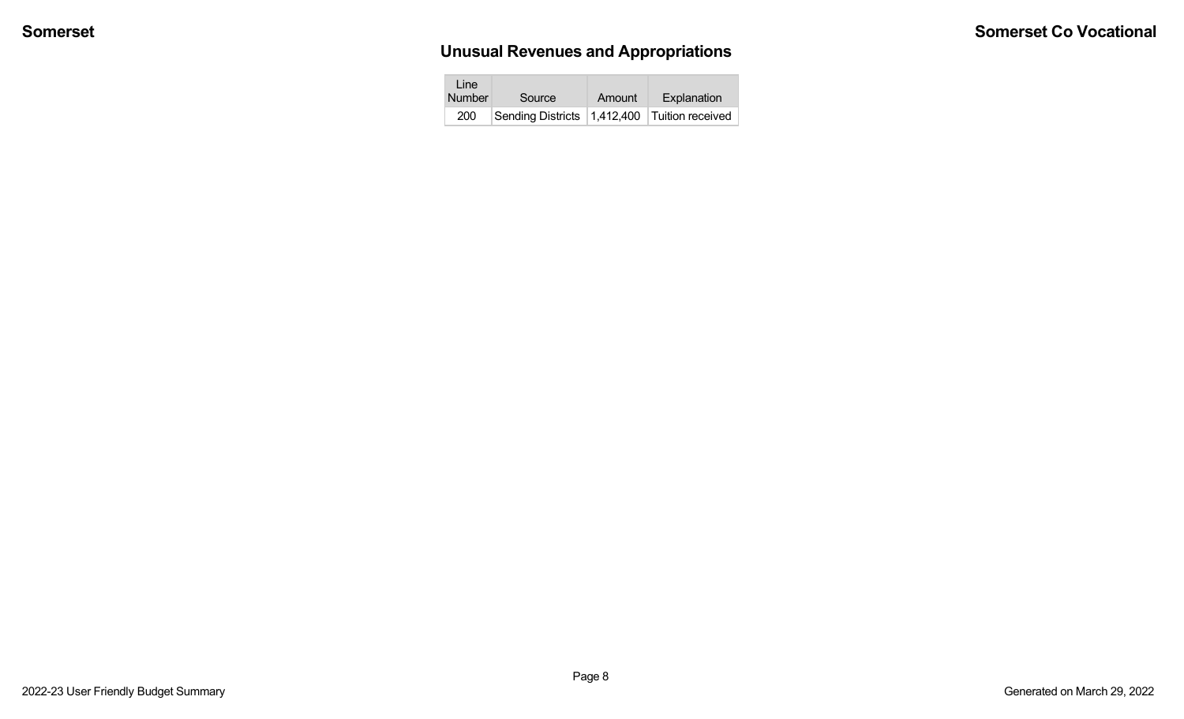## Unusual Revenues and Appropriations

| Line Number | Source | Amount | Explanation |
|---|---|---|---|
| 200 | Sending Districts | 1,412,400 | Tuition received |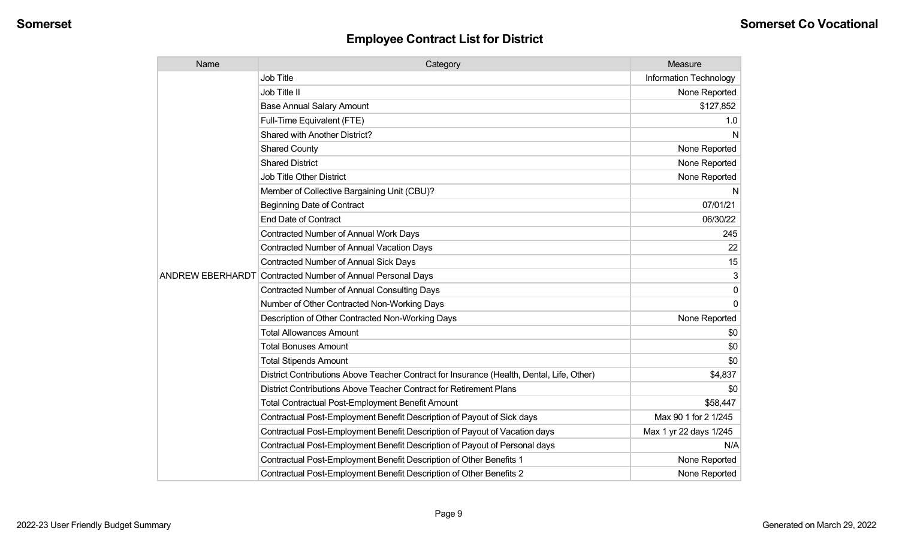## Employee Contract List for District

| Name | Category | Measure |
|---|---|---|
| ANDREW EBERHARDT | Job Title | Information Technology |
| | Job Title II | None Reported |
| | Base Annual Salary Amount | $127,852 |
| | Full-Time Equivalent (FTE) | 1.0 |
| | Shared with Another District? | N |
| | Shared County | None Reported |
| | Shared District | None Reported |
| | Job Title Other District | None Reported |
| | Member of Collective Bargaining Unit (CBU)? | N |
| | Beginning Date of Contract | 07/01/21 |
| | End Date of Contract | 06/30/22 |
| | Contracted Number of Annual Work Days | 245 |
| | Contracted Number of Annual Vacation Days | 22 |
| | Contracted Number of Annual Sick Days | 15 |
| | Contracted Number of Annual Personal Days | 3 |
| | Contracted Number of Annual Consulting Days | 0 |
| | Number of Other Contracted Non-Working Days | 0 |
| | Description of Other Contracted Non-Working Days | None Reported |
| | Total Allowances Amount | $0 |
| | Total Bonuses Amount | $0 |
| | Total Stipends Amount | $0 |
| | District Contributions Above Teacher Contract for Insurance (Health, Dental, Life, Other) | $4,837 |
| | District Contributions Above Teacher Contract for Retirement Plans | $0 |
| | Total Contractual Post-Employment Benefit Amount | $58,447 |
| | Contractual Post-Employment Benefit Description of Payout of Sick days | Max 90 1 for 2 1/245 |
| | Contractual Post-Employment Benefit Description of Payout of Vacation days | Max 1 yr 22 days 1/245 |
| | Contractual Post-Employment Benefit Description of Payout of Personal days | N/A |
| | Contractual Post-Employment Benefit Description of Other Benefits 1 | None Reported |
| | Contractual Post-Employment Benefit Description of Other Benefits 2 | None Reported |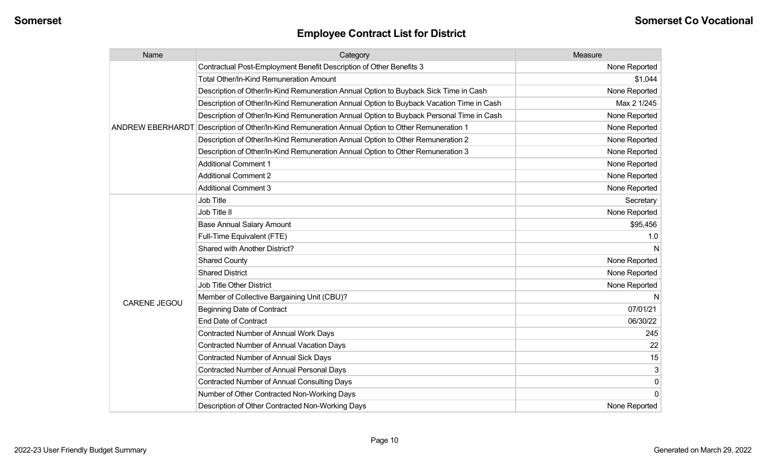## Employee Contract List for District

| Name | Category | Measure |
|---|---|---|
| ANDREW EBERHARDT | Contractual Post-Employment Benefit Description of Other Benefits 3 | None Reported |
| | Total Other/In-Kind Remuneration Amount | $1,044 |
| | Description of Other/In-Kind Remuneration Annual Option to Buyback Sick Time in Cash | None Reported |
| | Description of Other/In-Kind Remuneration Annual Option to Buyback Vacation Time in Cash | Max 2 1/245 |
| | Description of Other/In-Kind Remuneration Annual Option to Buyback Personal Time in Cash | None Reported |
| | Description of Other/In-Kind Remuneration Annual Option to Other Remuneration 1 | None Reported |
| | Description of Other/In-Kind Remuneration Annual Option to Other Remuneration 2 | None Reported |
| | Description of Other/In-Kind Remuneration Annual Option to Other Remuneration 3 | None Reported |
| | Additional Comment 1 | None Reported |
| | Additional Comment 2 | None Reported |
| | Additional Comment 3 | None Reported |
| CARENE JEGOU | Job Title | Secretary |
| | Job Title II | None Reported |
| | Base Annual Salary Amount | $95,456 |
| | Full-Time Equivalent (FTE) | 1.0 |
| | Shared with Another District? | N |
| | Shared County | None Reported |
| | Shared District | None Reported |
| | Job Title Other District | None Reported |
| | Member of Collective Bargaining Unit (CBU)? | N |
| | Beginning Date of Contract | 07/01/21 |
| | End Date of Contract | 06/30/22 |
| | Contracted Number of Annual Work Days | 245 |
| | Contracted Number of Annual Vacation Days | 22 |
| | Contracted Number of Annual Sick Days | 15 |
| | Contracted Number of Annual Personal Days | 3 |
| | Contracted Number of Annual Consulting Days | 0 |
| | Number of Other Contracted Non-Working Days | 0 |
| | Description of Other Contracted Non-Working Days | None Reported |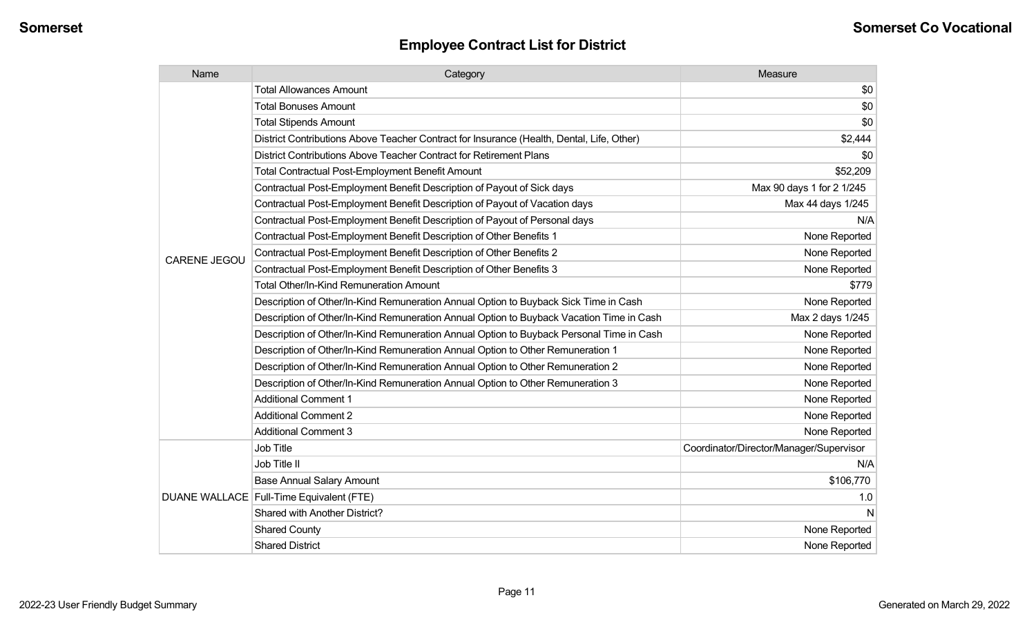## Employee Contract List for District

| Name | Category | Measure |
|---|---|---|
| CARENE JEGOU | Total Allowances Amount | $0 |
| | Total Bonuses Amount | $0 |
| | Total Stipends Amount | $0 |
| | District Contributions Above Teacher Contract for Insurance (Health, Dental, Life, Other) | $2,444 |
| | District Contributions Above Teacher Contract for Retirement Plans | $0 |
| | Total Contractual Post-Employment Benefit Amount | $52,209 |
| | Contractual Post-Employment Benefit Description of Payout of Sick days | Max 90 days 1 for 2 1/245 |
| | Contractual Post-Employment Benefit Description of Payout of Vacation days | Max 44 days 1/245 |
| | Contractual Post-Employment Benefit Description of Payout of Personal days | N/A |
| | Contractual Post-Employment Benefit Description of Other Benefits 1 | None Reported |
| | Contractual Post-Employment Benefit Description of Other Benefits 2 | None Reported |
| | Contractual Post-Employment Benefit Description of Other Benefits 3 | None Reported |
| | Total Other/In-Kind Remuneration Amount | $779 |
| | Description of Other/In-Kind Remuneration Annual Option to Buyback Sick Time in Cash | None Reported |
| | Description of Other/In-Kind Remuneration Annual Option to Buyback Vacation Time in Cash | Max 2 days 1/245 |
| | Description of Other/In-Kind Remuneration Annual Option to Buyback Personal Time in Cash | None Reported |
| | Description of Other/In-Kind Remuneration Annual Option to Other Remuneration 1 | None Reported |
| | Description of Other/In-Kind Remuneration Annual Option to Other Remuneration 2 | None Reported |
| | Description of Other/In-Kind Remuneration Annual Option to Other Remuneration 3 | None Reported |
| | Additional Comment 1 | None Reported |
| | Additional Comment 2 | None Reported |
| | Additional Comment 3 | None Reported |
| DUANE WALLACE | Job Title | Coordinator/Director/Manager/Supervisor |
| | Job Title II | N/A |
| | Base Annual Salary Amount | $106,770 |
| | Full-Time Equivalent (FTE) | 1.0 |
| | Shared with Another District? | N |
| | Shared County | None Reported |
| | Shared District | None Reported |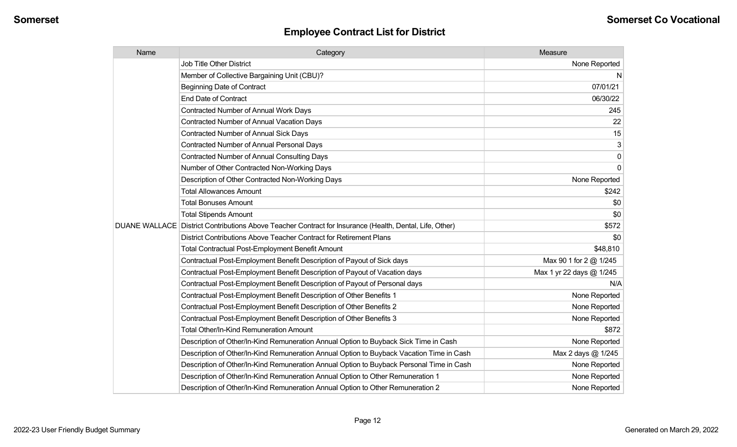## Employee Contract List for District

| Name | Category | Measure |
|---|---|---|
| DUANE WALLACE | Job Title Other District | None Reported |
| | Member of Collective Bargaining Unit (CBU)? | N |
| | Beginning Date of Contract | 07/01/21 |
| | End Date of Contract | 06/30/22 |
| | Contracted Number of Annual Work Days | 245 |
| | Contracted Number of Annual Vacation Days | 22 |
| | Contracted Number of Annual Sick Days | 15 |
| | Contracted Number of Annual Personal Days | 3 |
| | Contracted Number of Annual Consulting Days | 0 |
| | Number of Other Contracted Non-Working Days | 0 |
| | Description of Other Contracted Non-Working Days | None Reported |
| | Total Allowances Amount | $242 |
| | Total Bonuses Amount | $0 |
| | Total Stipends Amount | $0 |
| | District Contributions Above Teacher Contract for Insurance (Health, Dental, Life, Other) | $572 |
| | District Contributions Above Teacher Contract for Retirement Plans | $0 |
| | Total Contractual Post-Employment Benefit Amount | $48,810 |
| | Contractual Post-Employment Benefit Description of Payout of Sick days | Max 90 1 for 2 @ 1/245 |
| | Contractual Post-Employment Benefit Description of Payout of Vacation days | Max 1 yr 22 days @ 1/245 |
| | Contractual Post-Employment Benefit Description of Payout of Personal days | N/A |
| | Contractual Post-Employment Benefit Description of Other Benefits 1 | None Reported |
| | Contractual Post-Employment Benefit Description of Other Benefits 2 | None Reported |
| | Contractual Post-Employment Benefit Description of Other Benefits 3 | None Reported |
| | Total Other/In-Kind Remuneration Amount | $872 |
| | Description of Other/In-Kind Remuneration Annual Option to Buyback Sick Time in Cash | None Reported |
| | Description of Other/In-Kind Remuneration Annual Option to Buyback Vacation Time in Cash | Max 2 days @ 1/245 |
| | Description of Other/In-Kind Remuneration Annual Option to Buyback Personal Time in Cash | None Reported |
| | Description of Other/In-Kind Remuneration Annual Option to Other Remuneration 1 | None Reported |
| | Description of Other/In-Kind Remuneration Annual Option to Other Remuneration 2 | None Reported |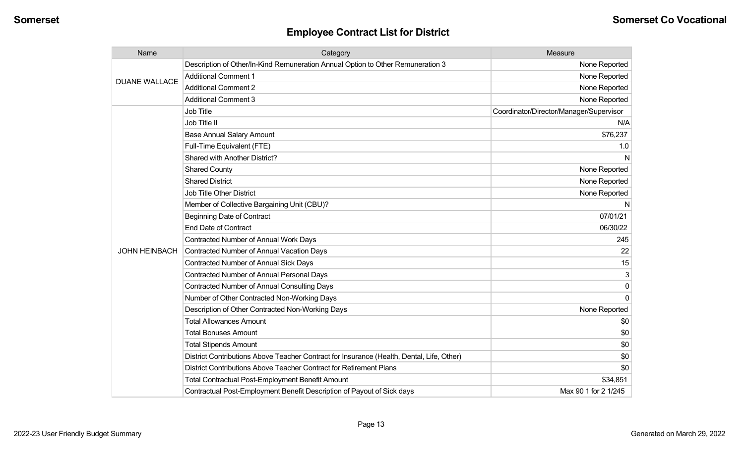## Employee Contract List for District

| Name | Category | Measure |
|---|---|---|
| DUANE WALLACE | Description of Other/In-Kind Remuneration Annual Option to Other Remuneration 3 | None Reported |
| | Additional Comment 1 | None Reported |
| | Additional Comment 2 | None Reported |
| | Additional Comment 3 | None Reported |
| JOHN HEINBACH | Job Title | Coordinator/Director/Manager/Supervisor |
| | Job Title II | N/A |
| | Base Annual Salary Amount | $76,237 |
| | Full-Time Equivalent (FTE) | 1.0 |
| | Shared with Another District? | N |
| | Shared County | None Reported |
| | Shared District | None Reported |
| | Job Title Other District | None Reported |
| | Member of Collective Bargaining Unit (CBU)? | N |
| | Beginning Date of Contract | 07/01/21 |
| | End Date of Contract | 06/30/22 |
| | Contracted Number of Annual Work Days | 245 |
| | Contracted Number of Annual Vacation Days | 22 |
| | Contracted Number of Annual Sick Days | 15 |
| | Contracted Number of Annual Personal Days | 3 |
| | Contracted Number of Annual Consulting Days | 0 |
| | Number of Other Contracted Non-Working Days | 0 |
| | Description of Other Contracted Non-Working Days | None Reported |
| | Total Allowances Amount | $0 |
| | Total Bonuses Amount | $0 |
| | Total Stipends Amount | $0 |
| | District Contributions Above Teacher Contract for Insurance (Health, Dental, Life, Other) | $0 |
| | District Contributions Above Teacher Contract for Retirement Plans | $0 |
| | Total Contractual Post-Employment Benefit Amount | $34,851 |
| | Contractual Post-Employment Benefit Description of Payout of Sick days | Max 90 1 for 2 1/245 |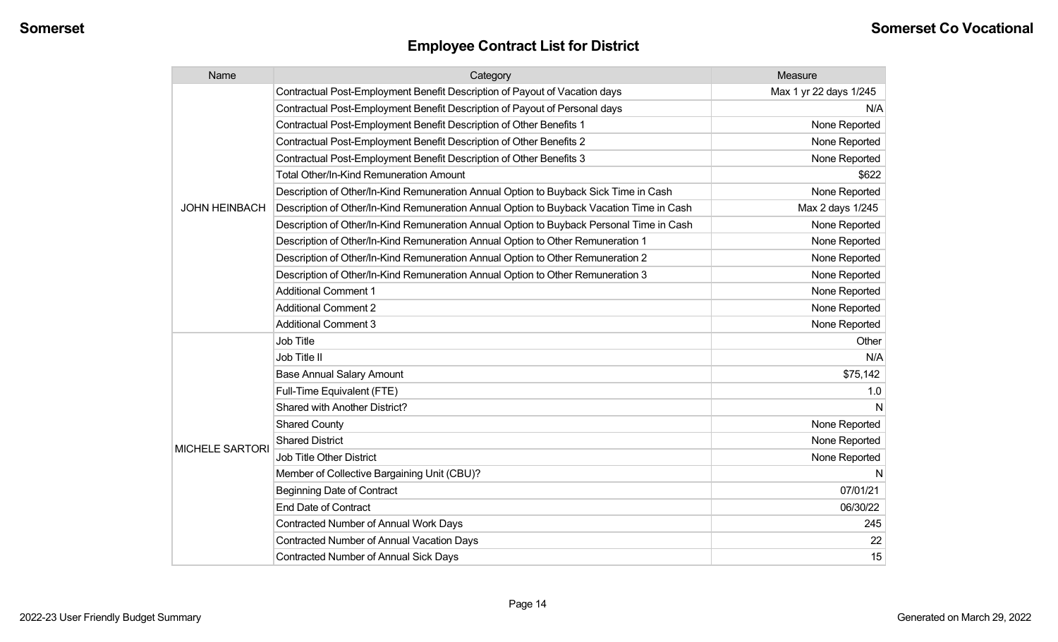## Employee Contract List for District

| Name | Category | Measure |
|---|---|---|
| JOHN HEINBACH | Contractual Post-Employment Benefit Description of Payout of Vacation days | Max 1 yr 22 days 1/245 |
| | Contractual Post-Employment Benefit Description of Payout of Personal days | N/A |
| | Contractual Post-Employment Benefit Description of Other Benefits 1 | None Reported |
| | Contractual Post-Employment Benefit Description of Other Benefits 2 | None Reported |
| | Contractual Post-Employment Benefit Description of Other Benefits 3 | None Reported |
| | Total Other/In-Kind Remuneration Amount | $622 |
| | Description of Other/In-Kind Remuneration Annual Option to Buyback Sick Time in Cash | None Reported |
| | Description of Other/In-Kind Remuneration Annual Option to Buyback Vacation Time in Cash | Max 2 days 1/245 |
| | Description of Other/In-Kind Remuneration Annual Option to Buyback Personal Time in Cash | None Reported |
| | Description of Other/In-Kind Remuneration Annual Option to Other Remuneration 1 | None Reported |
| | Description of Other/In-Kind Remuneration Annual Option to Other Remuneration 2 | None Reported |
| | Description of Other/In-Kind Remuneration Annual Option to Other Remuneration 3 | None Reported |
| | Additional Comment 1 | None Reported |
| | Additional Comment 2 | None Reported |
| | Additional Comment 3 | None Reported |
| MICHELE SARTORI | Job Title | Other |
| | Job Title II | N/A |
| | Base Annual Salary Amount | $75,142 |
| | Full-Time Equivalent (FTE) | 1.0 |
| | Shared with Another District? | N |
| | Shared County | None Reported |
| | Shared District | None Reported |
| | Job Title Other District | None Reported |
| | Member of Collective Bargaining Unit (CBU)? | N |
| | Beginning Date of Contract | 07/01/21 |
| | End Date of Contract | 06/30/22 |
| | Contracted Number of Annual Work Days | 245 |
| | Contracted Number of Annual Vacation Days | 22 |
| | Contracted Number of Annual Sick Days | 15 |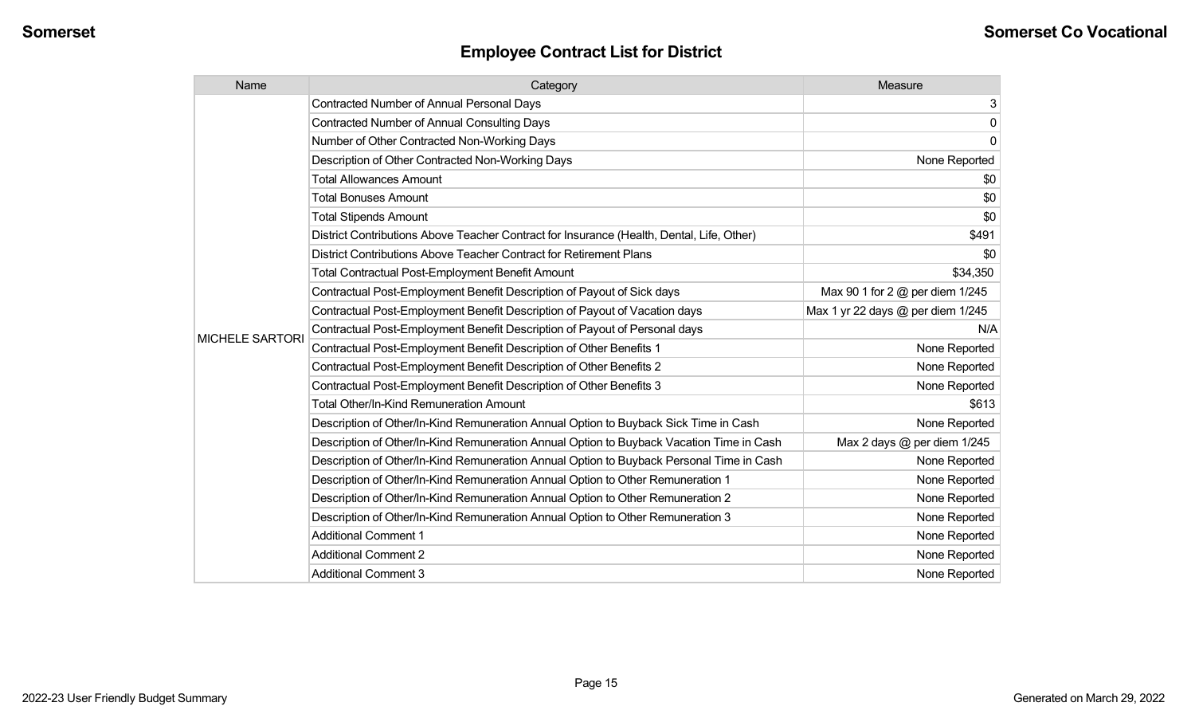## Employee Contract List for District

| Name | Category | Measure |
| --- | --- | --- |
| MICHELE SARTORI | Contracted Number of Annual Personal Days | 3 |
| | Contracted Number of Annual Consulting Days | 0 |
| | Number of Other Contracted Non-Working Days | 0 |
| | Description of Other Contracted Non-Working Days | None Reported |
| | Total Allowances Amount | $0 |
| | Total Bonuses Amount | $0 |
| | Total Stipends Amount | $0 |
| | District Contributions Above Teacher Contract for Insurance (Health, Dental, Life, Other) | $491 |
| | District Contributions Above Teacher Contract for Retirement Plans | $0 |
| | Total Contractual Post-Employment Benefit Amount | $34,350 |
| | Contractual Post-Employment Benefit Description of Payout of Sick days | Max 90 1 for 2 @ per diem 1/245 |
| | Contractual Post-Employment Benefit Description of Payout of Vacation days | Max 1 yr 22 days @ per diem 1/245 |
| | Contractual Post-Employment Benefit Description of Payout of Personal days | N/A |
| | Contractual Post-Employment Benefit Description of Other Benefits 1 | None Reported |
| | Contractual Post-Employment Benefit Description of Other Benefits 2 | None Reported |
| | Contractual Post-Employment Benefit Description of Other Benefits 3 | None Reported |
| | Total Other/In-Kind Remuneration Amount | $613 |
| | Description of Other/In-Kind Remuneration Annual Option to Buyback Sick Time in Cash | None Reported |
| | Description of Other/In-Kind Remuneration Annual Option to Buyback Vacation Time in Cash | Max 2 days @ per diem 1/245 |
| | Description of Other/In-Kind Remuneration Annual Option to Buyback Personal Time in Cash | None Reported |
| | Description of Other/In-Kind Remuneration Annual Option to Other Remuneration 1 | None Reported |
| | Description of Other/In-Kind Remuneration Annual Option to Other Remuneration 2 | None Reported |
| | Description of Other/In-Kind Remuneration Annual Option to Other Remuneration 3 | None Reported |
| | Additional Comment 1 | None Reported |
| | Additional Comment 2 | None Reported |
| | Additional Comment 3 | None Reported |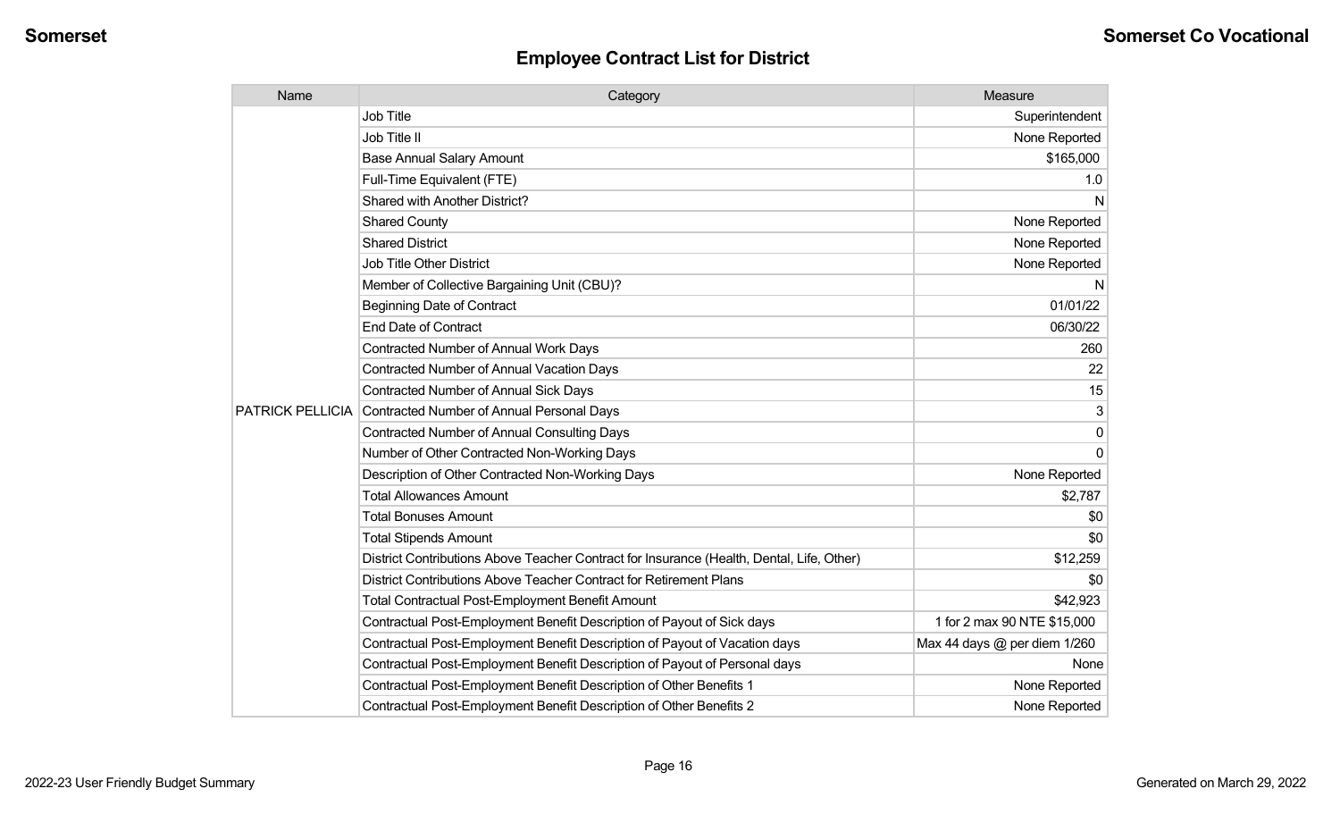## Employee Contract List for District

| Name | Category | Measure |
| --- | --- | --- |
| PATRICK PELLICIA | Job Title | Superintendent |
| | Job Title II | None Reported |
| | Base Annual Salary Amount | $165,000 |
| | Full-Time Equivalent (FTE) | 1.0 |
| | Shared with Another District? | N |
| | Shared County | None Reported |
| | Shared District | None Reported |
| | Job Title Other District | None Reported |
| | Member of Collective Bargaining Unit (CBU)? | N |
| | Beginning Date of Contract | 01/01/22 |
| | End Date of Contract | 06/30/22 |
| | Contracted Number of Annual Work Days | 260 |
| | Contracted Number of Annual Vacation Days | 22 |
| | Contracted Number of Annual Sick Days | 15 |
| | Contracted Number of Annual Personal Days | 3 |
| | Contracted Number of Annual Consulting Days | 0 |
| | Number of Other Contracted Non-Working Days | 0 |
| | Description of Other Contracted Non-Working Days | None Reported |
| | Total Allowances Amount | $2,787 |
| | Total Bonuses Amount | $0 |
| | Total Stipends Amount | $0 |
| | District Contributions Above Teacher Contract for Insurance (Health, Dental, Life, Other) | $12,259 |
| | District Contributions Above Teacher Contract for Retirement Plans | $0 |
| | Total Contractual Post-Employment Benefit Amount | $42,923 |
| | Contractual Post-Employment Benefit Description of Payout of Sick days | 1 for 2 max 90 NTE $15,000 |
| | Contractual Post-Employment Benefit Description of Payout of Vacation days | Max 44 days @ per diem 1/260 |
| | Contractual Post-Employment Benefit Description of Payout of Personal days | None |
| | Contractual Post-Employment Benefit Description of Other Benefits 1 | None Reported |
| | Contractual Post-Employment Benefit Description of Other Benefits 2 | None Reported |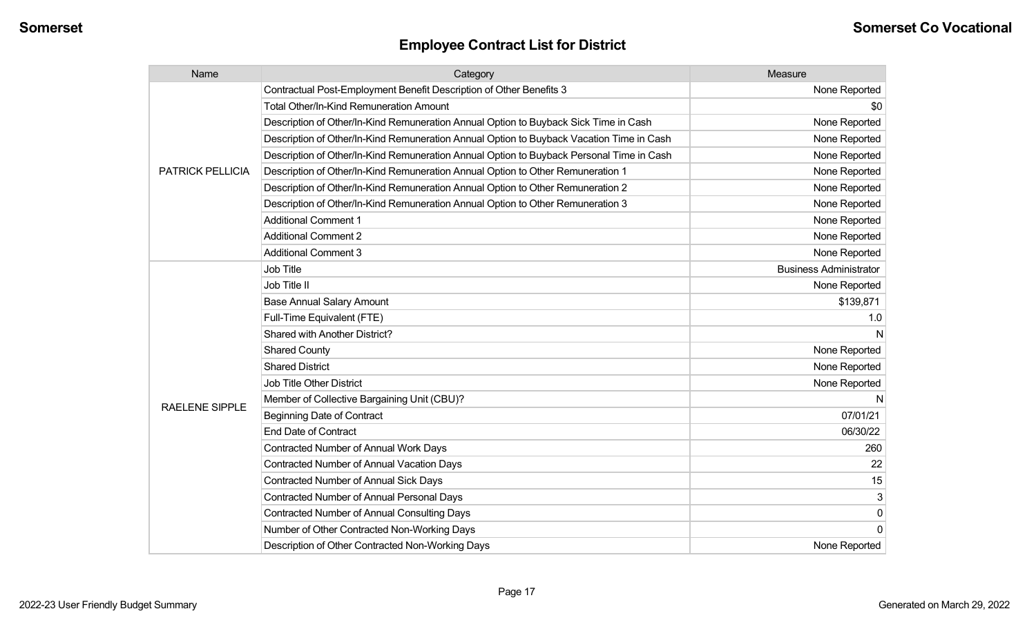## Employee Contract List for District

| Name | Category | Measure |
|---|---|---|
| PATRICK PELLICIA | Contractual Post-Employment Benefit Description of Other Benefits 3 | None Reported |
| | Total Other/In-Kind Remuneration Amount | $0 |
| | Description of Other/In-Kind Remuneration Annual Option to Buyback Sick Time in Cash | None Reported |
| | Description of Other/In-Kind Remuneration Annual Option to Buyback Vacation Time in Cash | None Reported |
| | Description of Other/In-Kind Remuneration Annual Option to Buyback Personal Time in Cash | None Reported |
| | Description of Other/In-Kind Remuneration Annual Option to Other Remuneration 1 | None Reported |
| | Description of Other/In-Kind Remuneration Annual Option to Other Remuneration 2 | None Reported |
| | Description of Other/In-Kind Remuneration Annual Option to Other Remuneration 3 | None Reported |
| | Additional Comment 1 | None Reported |
| | Additional Comment 2 | None Reported |
| | Additional Comment 3 | None Reported |
| RAELENE SIPPLE | Job Title | Business Administrator |
| | Job Title II | None Reported |
| | Base Annual Salary Amount | $139,871 |
| | Full-Time Equivalent (FTE) | 1.0 |
| | Shared with Another District? | N |
| | Shared County | None Reported |
| | Shared District | None Reported |
| | Job Title Other District | None Reported |
| | Member of Collective Bargaining Unit (CBU)? | N |
| | Beginning Date of Contract | 07/01/21 |
| | End Date of Contract | 06/30/22 |
| | Contracted Number of Annual Work Days | 260 |
| | Contracted Number of Annual Vacation Days | 22 |
| | Contracted Number of Annual Sick Days | 15 |
| | Contracted Number of Annual Personal Days | 3 |
| | Contracted Number of Annual Consulting Days | 0 |
| | Number of Other Contracted Non-Working Days | 0 |
| | Description of Other Contracted Non-Working Days | None Reported |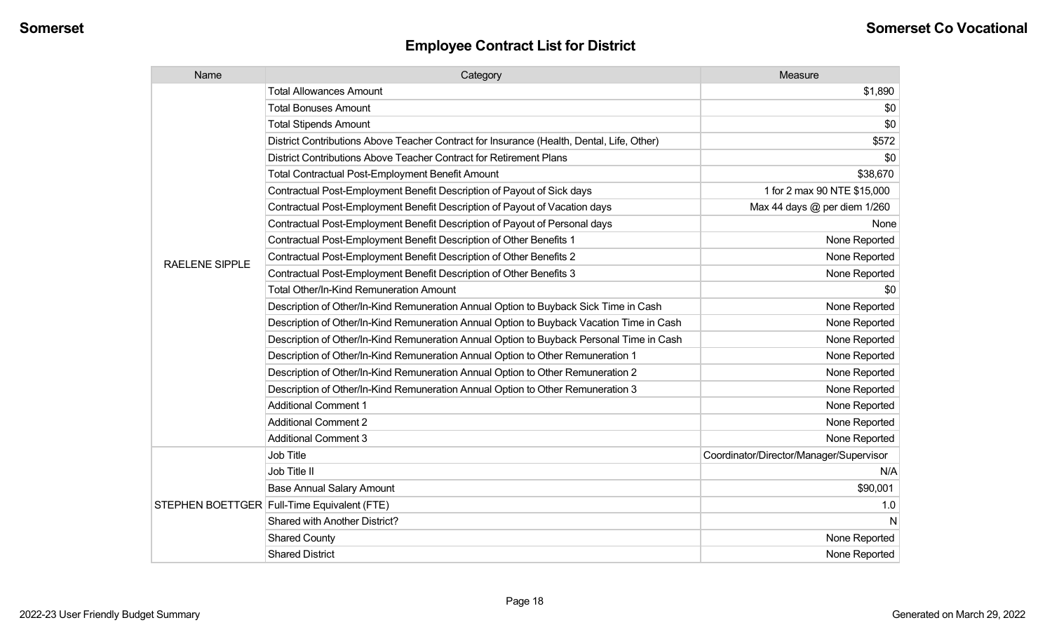## Employee Contract List for District

| Name | Category | Measure |
|---|---|---|
| RAELENE SIPPLE | Total Allowances Amount | $1,890 |
| | Total Bonuses Amount | $0 |
| | Total Stipends Amount | $0 |
| | District Contributions Above Teacher Contract for Insurance (Health, Dental, Life, Other) | $572 |
| | District Contributions Above Teacher Contract for Retirement Plans | $0 |
| | Total Contractual Post-Employment Benefit Amount | $38,670 |
| | Contractual Post-Employment Benefit Description of Payout of Sick days | 1 for 2 max 90 NTE $15,000 |
| | Contractual Post-Employment Benefit Description of Payout of Vacation days | Max 44 days @ per diem 1/260 |
| | Contractual Post-Employment Benefit Description of Payout of Personal days | None |
| | Contractual Post-Employment Benefit Description of Other Benefits 1 | None Reported |
| | Contractual Post-Employment Benefit Description of Other Benefits 2 | None Reported |
| | Contractual Post-Employment Benefit Description of Other Benefits 3 | None Reported |
| | Total Other/In-Kind Remuneration Amount | $0 |
| | Description of Other/In-Kind Remuneration Annual Option to Buyback Sick Time in Cash | None Reported |
| | Description of Other/In-Kind Remuneration Annual Option to Buyback Vacation Time in Cash | None Reported |
| | Description of Other/In-Kind Remuneration Annual Option to Buyback Personal Time in Cash | None Reported |
| | Description of Other/In-Kind Remuneration Annual Option to Other Remuneration 1 | None Reported |
| | Description of Other/In-Kind Remuneration Annual Option to Other Remuneration 2 | None Reported |
| | Description of Other/In-Kind Remuneration Annual Option to Other Remuneration 3 | None Reported |
| | Additional Comment 1 | None Reported |
| | Additional Comment 2 | None Reported |
| | Additional Comment 3 | None Reported |
| STEPHEN BOETTGER | Job Title | Coordinator/Director/Manager/Supervisor |
| | Job Title II | N/A |
| | Base Annual Salary Amount | $90,001 |
| | Full-Time Equivalent (FTE) | 1.0 |
| | Shared with Another District? | N |
| | Shared County | None Reported |
| | Shared District | None Reported |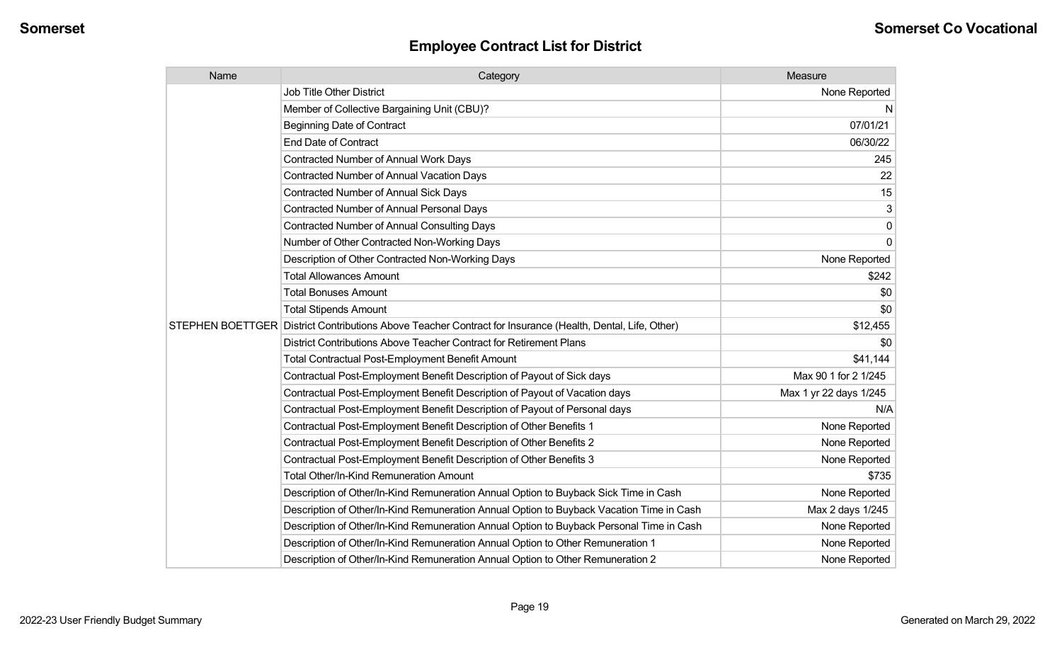## Employee Contract List for District

| Name | Category | Measure |
|---|---|---|
| STEPHEN BOETTGER | Job Title Other District | None Reported |
| | Member of Collective Bargaining Unit (CBU)? | N |
| | Beginning Date of Contract | 07/01/21 |
| | End Date of Contract | 06/30/22 |
| | Contracted Number of Annual Work Days | 245 |
| | Contracted Number of Annual Vacation Days | 22 |
| | Contracted Number of Annual Sick Days | 15 |
| | Contracted Number of Annual Personal Days | 3 |
| | Contracted Number of Annual Consulting Days | 0 |
| | Number of Other Contracted Non-Working Days | 0 |
| | Description of Other Contracted Non-Working Days | None Reported |
| | Total Allowances Amount | $242 |
| | Total Bonuses Amount | $0 |
| | Total Stipends Amount | $0 |
| | District Contributions Above Teacher Contract for Insurance (Health, Dental, Life, Other) | $12,455 |
| | District Contributions Above Teacher Contract for Retirement Plans | $0 |
| | Total Contractual Post-Employment Benefit Amount | $41,144 |
| | Contractual Post-Employment Benefit Description of Payout of Sick days | Max 90 1 for 2 1/245 |
| | Contractual Post-Employment Benefit Description of Payout of Vacation days | Max 1 yr 22 days 1/245 |
| | Contractual Post-Employment Benefit Description of Payout of Personal days | N/A |
| | Contractual Post-Employment Benefit Description of Other Benefits 1 | None Reported |
| | Contractual Post-Employment Benefit Description of Other Benefits 2 | None Reported |
| | Contractual Post-Employment Benefit Description of Other Benefits 3 | None Reported |
| | Total Other/In-Kind Remuneration Amount | $735 |
| | Description of Other/In-Kind Remuneration Annual Option to Buyback Sick Time in Cash | None Reported |
| | Description of Other/In-Kind Remuneration Annual Option to Buyback Vacation Time in Cash | Max 2 days 1/245 |
| | Description of Other/In-Kind Remuneration Annual Option to Buyback Personal Time in Cash | None Reported |
| | Description of Other/In-Kind Remuneration Annual Option to Other Remuneration 1 | None Reported |
| | Description of Other/In-Kind Remuneration Annual Option to Other Remuneration 2 | None Reported |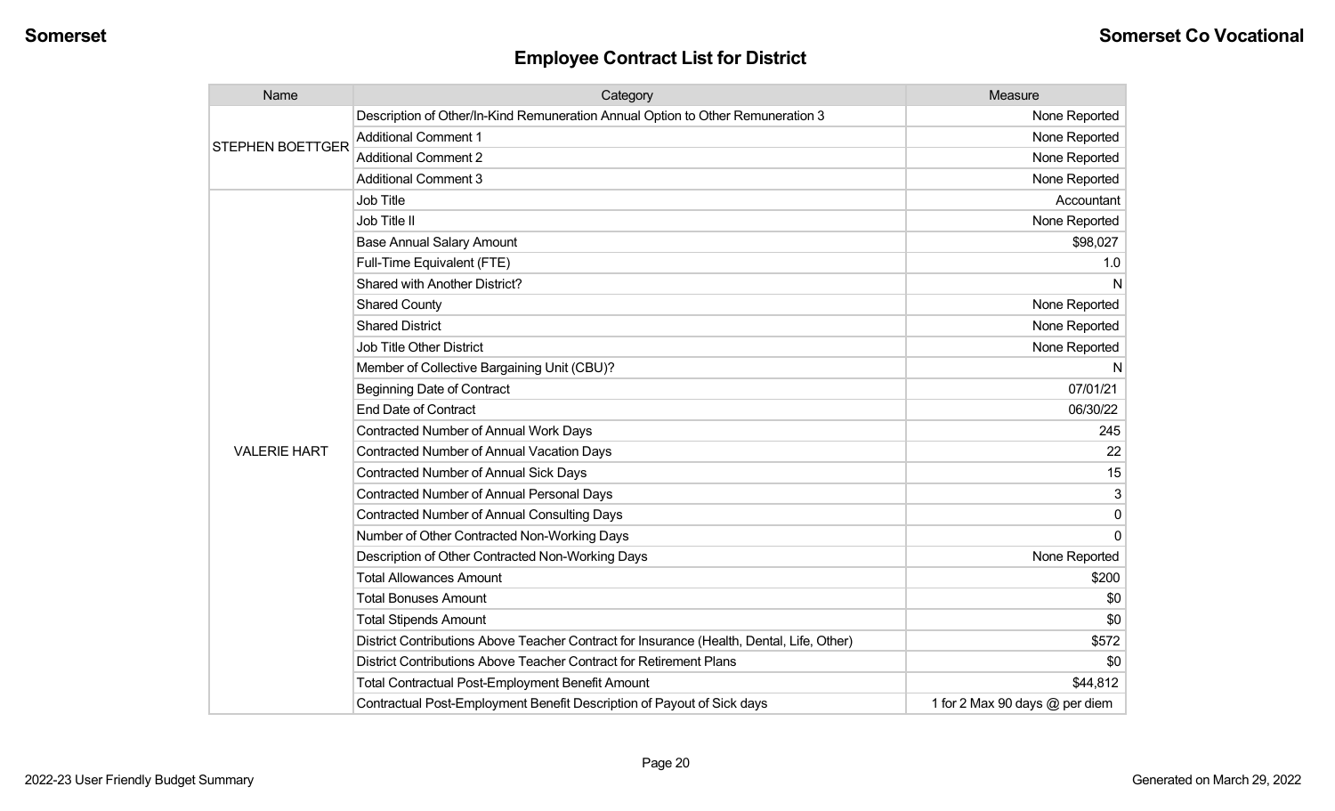## Employee Contract List for District

| Name | Category | Measure |
|---|---|---|
| STEPHEN BOETTGER | Description of Other/In-Kind Remuneration Annual Option to Other Remuneration 3 | None Reported |
| | Additional Comment 1 | None Reported |
| | Additional Comment 2 | None Reported |
| | Additional Comment 3 | None Reported |
| VALERIE HART | Job Title | Accountant |
| | Job Title II | None Reported |
| | Base Annual Salary Amount | $98,027 |
| | Full-Time Equivalent (FTE) | 1.0 |
| | Shared with Another District? | N |
| | Shared County | None Reported |
| | Shared District | None Reported |
| | Job Title Other District | None Reported |
| | Member of Collective Bargaining Unit (CBU)? | N |
| | Beginning Date of Contract | 07/01/21 |
| | End Date of Contract | 06/30/22 |
| | Contracted Number of Annual Work Days | 245 |
| | Contracted Number of Annual Vacation Days | 22 |
| | Contracted Number of Annual Sick Days | 15 |
| | Contracted Number of Annual Personal Days | 3 |
| | Contracted Number of Annual Consulting Days | 0 |
| | Number of Other Contracted Non-Working Days | 0 |
| | Description of Other Contracted Non-Working Days | None Reported |
| | Total Allowances Amount | $200 |
| | Total Bonuses Amount | $0 |
| | Total Stipends Amount | $0 |
| | District Contributions Above Teacher Contract for Insurance (Health, Dental, Life, Other) | $572 |
| | District Contributions Above Teacher Contract for Retirement Plans | $0 |
| | Total Contractual Post-Employment Benefit Amount | $44,812 |
| | Contractual Post-Employment Benefit Description of Payout of Sick days | 1 for 2 Max 90 days @ per diem |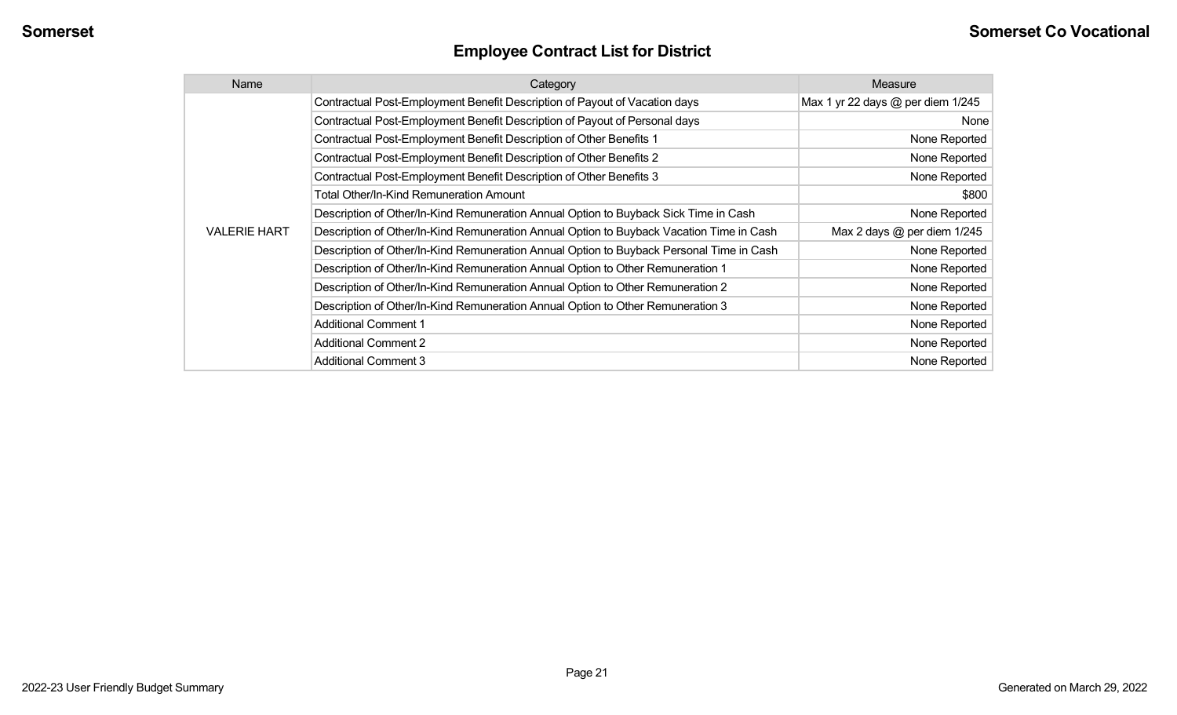## Employee Contract List for District

| Name | Category | Measure |
|---|---|---|
| VALERIE HART | Contractual Post-Employment Benefit Description of Payout of Vacation days | Max 1 yr 22 days @ per diem 1/245 |
| | Contractual Post-Employment Benefit Description of Payout of Personal days | None |
| | Contractual Post-Employment Benefit Description of Other Benefits 1 | None Reported |
| | Contractual Post-Employment Benefit Description of Other Benefits 2 | None Reported |
| | Contractual Post-Employment Benefit Description of Other Benefits 3 | None Reported |
| | Total Other/In-Kind Remuneration Amount | $800 |
| | Description of Other/In-Kind Remuneration Annual Option to Buyback Sick Time in Cash | None Reported |
| | Description of Other/In-Kind Remuneration Annual Option to Buyback Vacation Time in Cash | Max 2 days @ per diem 1/245 |
| | Description of Other/In-Kind Remuneration Annual Option to Buyback Personal Time in Cash | None Reported |
| | Description of Other/In-Kind Remuneration Annual Option to Other Remuneration 1 | None Reported |
| | Description of Other/In-Kind Remuneration Annual Option to Other Remuneration 2 | None Reported |
| | Description of Other/In-Kind Remuneration Annual Option to Other Remuneration 3 | None Reported |
| | Additional Comment 1 | None Reported |
| | Additional Comment 2 | None Reported |
| | Additional Comment 3 | None Reported |